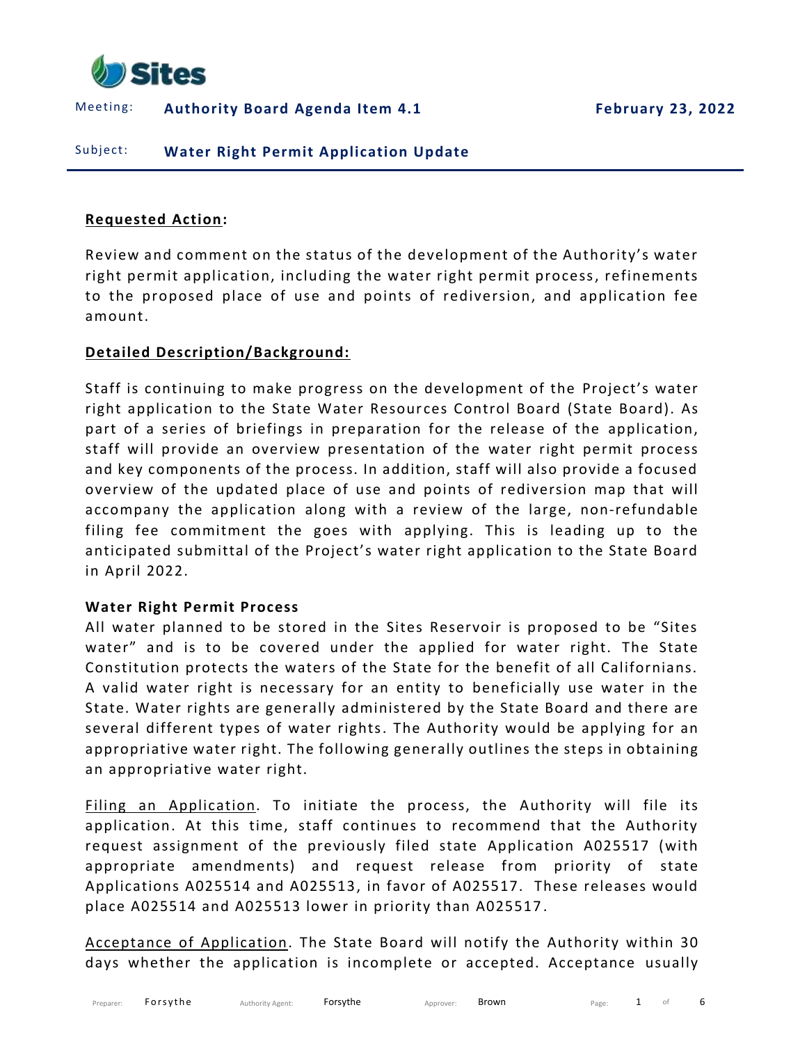Meeting: **Authority Board Agenda Item 4.1** **February 23, 2022**

Subject: **Water Right Permit Application Update**

**Requested Action:**

Review and comment on the status of the development of the Authority's water right permit application, including the water right permit process, refinements to the proposed place of use and points of rediversion, and application fee amount.

**Detailed Description/Background:**

Staff is continuing to make progress on the development of the Project's water right application to the State Water Resources Control Board (State Board). As part of a series of briefings in preparation for the release of the application, staff will provide an overview presentation of the water right permit process and key components of the process. In addition, staff will also provide a focused overview of the updated place of use and points of rediversion map that will accompany the application along with a review of the large, non-refundable filing fee commitment the goes with applying. This is leading up to the anticipated submittal of the Project's water right application to the State Board in April 2022.

**Water Right Permit Process**

All water planned to be stored in the Sites Reservoir is proposed to be "Sites water" and is to be covered under the applied for water right. The State Constitution protects the waters of the State for the benefit of all Californians. A valid water right is necessary for an entity to beneficially use water in the State. Water rights are generally administered by the State Board and there are several different types of water rights. The Authority would be applying for an appropriative water right. The following generally outlines the steps in obtaining an appropriative water right.

Filing an Application. To initiate the process, the Authority will file its application. At this time, staff continues to recommend that the Authority request assignment of the previously filed state Application A025517 (with appropriate amendments) and request release from priority of state Applications A025514 and A025513, in favor of A025517. These releases would place A025514 and A025513 lower in priority than A025517.

Acceptance of Application. The State Board will notify the Authority within 30 days whether the application is incomplete or accepted. Acceptance usually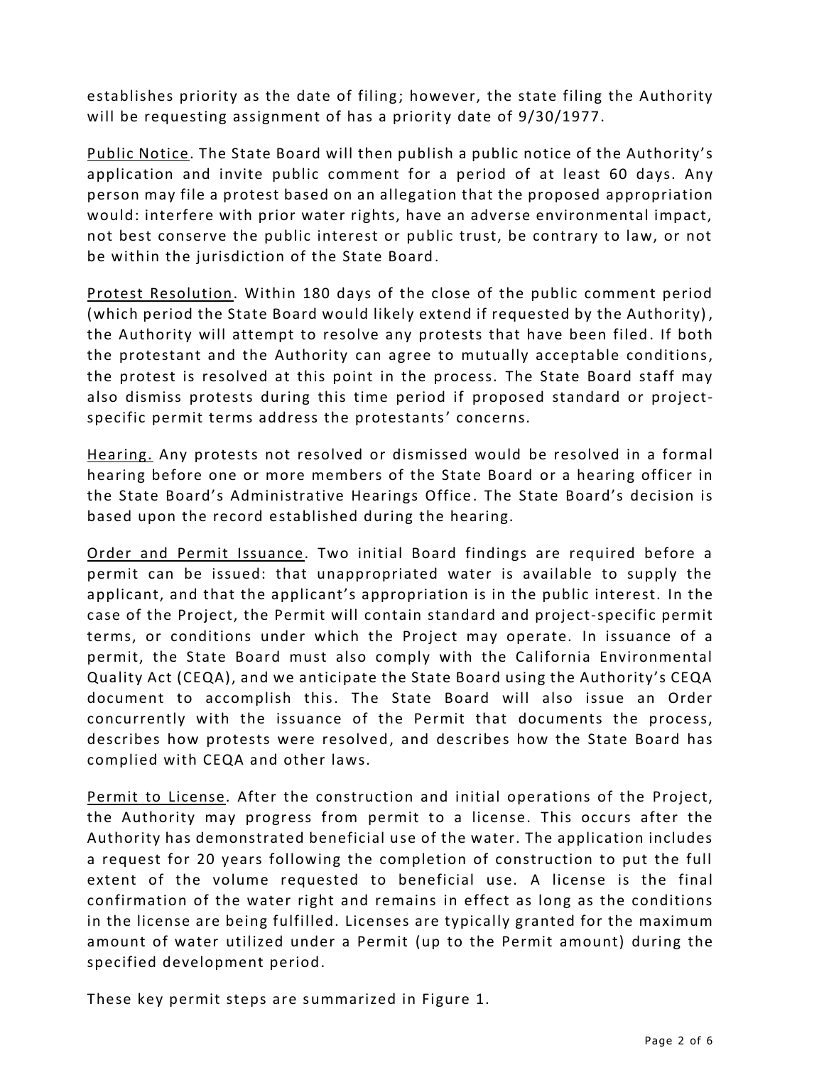establishes priority as the date of filing; however, the state filing the Authority will be requesting assignment of has a priority date of 9/30/1977.

Public Notice. The State Board will then publish a public notice of the Authority's application and invite public comment for a period of at least 60 days. Any person may file a protest based on an allegation that the proposed appropriation would: interfere with prior water rights, have an adverse environmental impact, not best conserve the public interest or public trust, be contrary to law, or not be within the jurisdiction of the State Board.

Protest Resolution. Within 180 days of the close of the public comment period (which period the State Board would likely extend if requested by the Authority), the Authority will attempt to resolve any protests that have been filed. If both the protestant and the Authority can agree to mutually acceptable conditions, the protest is resolved at this point in the process. The State Board staff may also dismiss protests during this time period if proposed standard or project-specific permit terms address the protestants' concerns.

Hearing. Any protests not resolved or dismissed would be resolved in a formal hearing before one or more members of the State Board or a hearing officer in the State Board's Administrative Hearings Office. The State Board's decision is based upon the record established during the hearing.

Order and Permit Issuance. Two initial Board findings are required before a permit can be issued: that unappropriated water is available to supply the applicant, and that the applicant's appropriation is in the public interest. In the case of the Project, the Permit will contain standard and project-specific permit terms, or conditions under which the Project may operate. In issuance of a permit, the State Board must also comply with the California Environmental Quality Act (CEQA), and we anticipate the State Board using the Authority's CEQA document to accomplish this. The State Board will also issue an Order concurrently with the issuance of the Permit that documents the process, describes how protests were resolved, and describes how the State Board has complied with CEQA and other laws.

Permit to License. After the construction and initial operations of the Project, the Authority may progress from permit to a license. This occurs after the Authority has demonstrated beneficial use of the water. The application includes a request for 20 years following the completion of construction to put the full extent of the volume requested to beneficial use. A license is the final confirmation of the water right and remains in effect as long as the conditions in the license are being fulfilled. Licenses are typically granted for the maximum amount of water utilized under a Permit (up to the Permit amount) during the specified development period.

These key permit steps are summarized in Figure 1.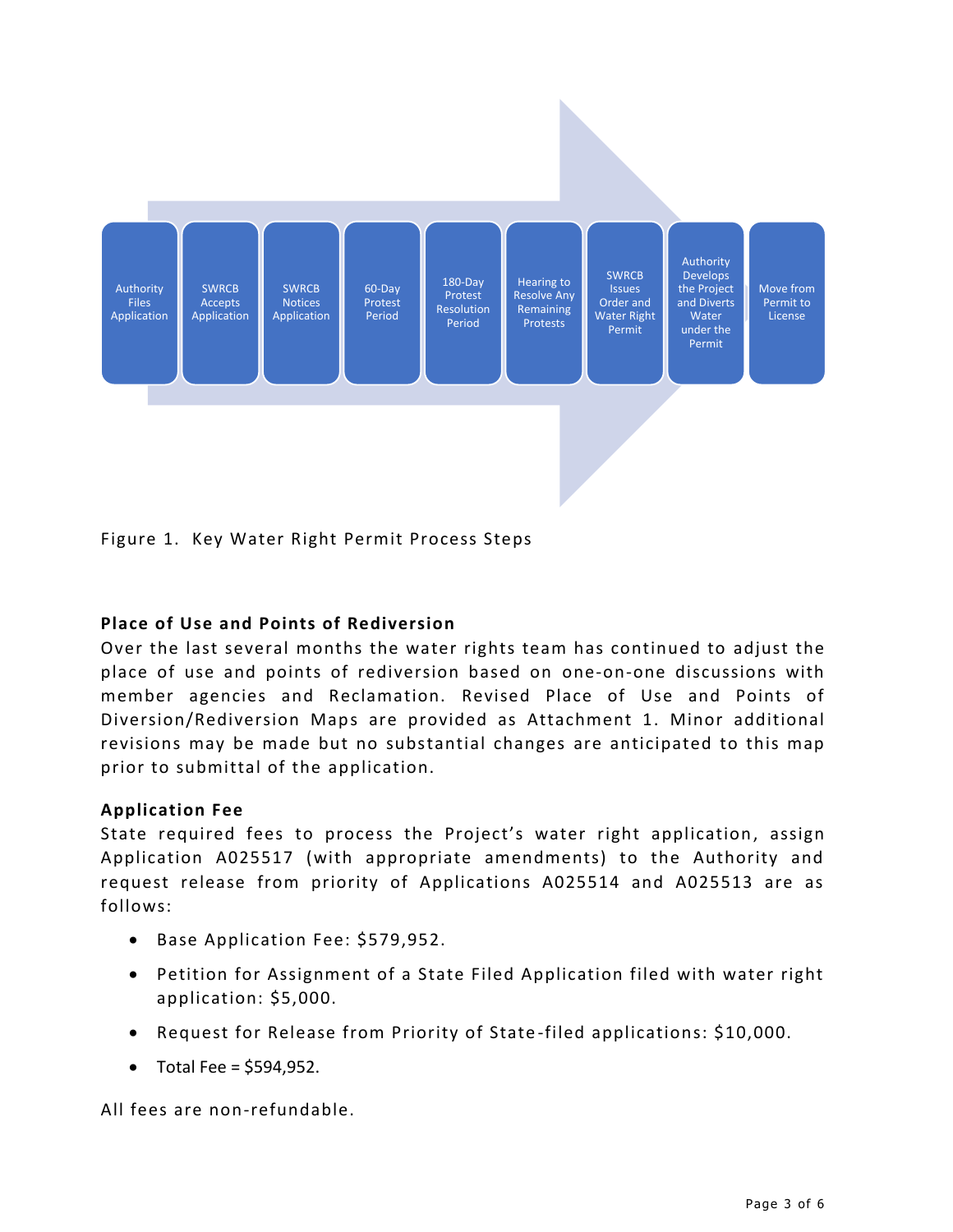Authority Files Application → SWRCB Accepts Application → SWRCB Notices Application → 60-Day Protest Period → 180-Day Protest Resolution Period → Hearing to Resolve Any Remaining Protests → SWRCB Issues Order and Water Right Permit → Authority Develops the Project and Diverts Water under the Permit → Move from Permit to License

Figure 1. Key Water Right Permit Process Steps

## Place of Use and Points of Rediversion

Over the last several months the water rights team has continued to adjust the place of use and points of rediversion based on one-on-one discussions with member agencies and Reclamation. Revised Place of Use and Points of Diversion/Rediversion Maps are provided as Attachment 1. Minor additional revisions may be made but no substantial changes are anticipated to this map prior to submittal of the application.

## Application Fee

State required fees to process the Project's water right application, assign Application A025517 (with appropriate amendments) to the Authority and request release from priority of Applications A025514 and A025513 are as follows:

- Base Application Fee: $579,952.
- Petition for Assignment of a State Filed Application filed with water right application: $5,000.
- Request for Release from Priority of State-filed applications: $10,000.
- Total Fee = $594,952.

All fees are non-refundable.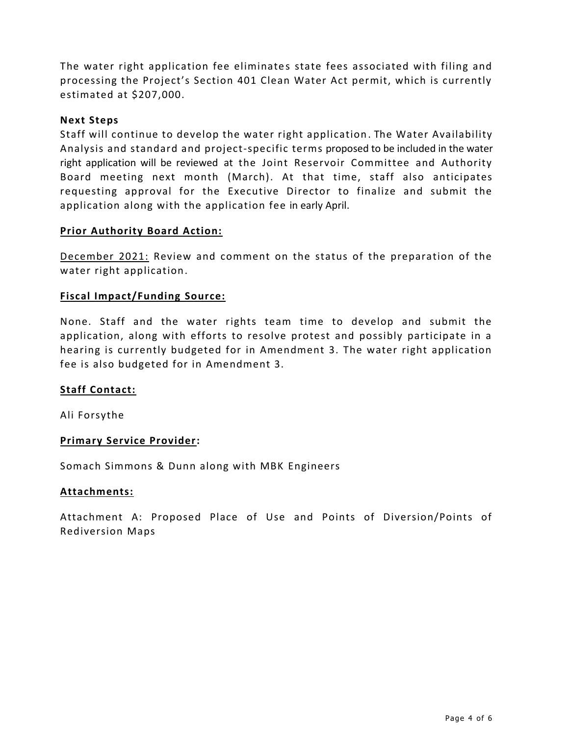The water right application fee eliminates state fees associated with filing and processing the Project's Section 401 Clean Water Act permit, which is currently estimated at $207,000.

**Next Steps**

Staff will continue to develop the water right application. The Water Availability Analysis and standard and project-specific terms proposed to be included in the water right application will be reviewed at the Joint Reservoir Committee and Authority Board meeting next month (March). At that time, staff also anticipates requesting approval for the Executive Director to finalize and submit the application along with the application fee in early April.

## **Prior Authority Board Action:**

December 2021: Review and comment on the status of the preparation of the water right application.

## **Fiscal Impact/Funding Source:**

None. Staff and the water rights team time to develop and submit the application, along with efforts to resolve protest and possibly participate in a hearing is currently budgeted for in Amendment 3. The water right application fee is also budgeted for in Amendment 3.

## **Staff Contact:**

Ali Forsythe

## **Primary Service Provider:**

Somach Simmons & Dunn along with MBK Engineers

## **Attachments:**

Attachment A: Proposed Place of Use and Points of Diversion/Points of Rediversion Maps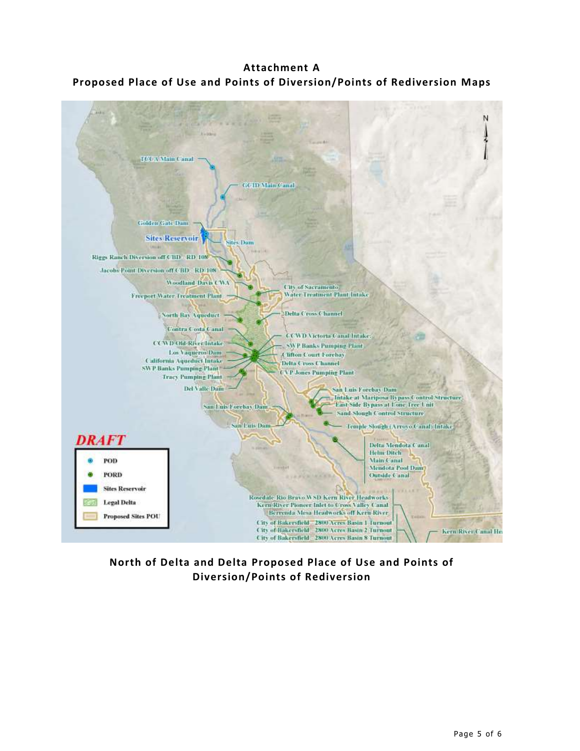# Attachment A

## Proposed Place of Use and Points of Diversion/Points of Rediversion Maps

TCCA Main Canal

GCID Main Canal

Golden Gate Dam

Sites Reservoir

Sites Dam

Riggs Ranch Diversion off CBD - RD 108

Jacobs Point Diversion off CBD - RD 108

Woodland-Davis CWA

City of Sacramento Water Treatment Plant Intake

Freeport Water Treatment Plant

North Bay Aqueduct

Delta Cross Channel

Contra Costa Canal

CCWD Victoria Canal Intake

CCWD Old River Intake

SWP Banks Pumping Plant

Los Vaqueros Dam

Clifton Court Forebay

California Aqueduct Intake

Delta Cross Channel

SWP Banks Pumping Plant

CVP Jones Pumping Plant

Tracy Pumping Plant

Del Valle Dam

San Luis Forebay Dam

Intake at Mariposa Bypass Control Structure

East Side Bypass at Lone Tree Unit

San Luis Forebay Dam

Sand Slough Control Structure

San Luis Dam

Temple Slough (Arroyo Canal) Intake

Delta Mendota Canal

Helm Ditch

Main Canal

Mendota Pool Dam

Outside Canal

Rosedale-Rio Bravo WSD Kern River Headworks

Kern River Pioneer Inlet to Cross Valley Canal

Berrenda Mesa Headworks off Kern River

City of Bakersfield - 2800 Acres Basin 1 Turnout

City of Bakersfield - 2800 Acres Basin 2 Turnout

City of Bakersfield - 2800 Acres Basin 8 Turnout

Kern River Canal He

DRAFT

- POD
- PORD
- Sites Reservoir
- Legal Delta
- Proposed Sites POU

**North of Delta and Delta Proposed Place of Use and Points of Diversion/Points of Rediversion**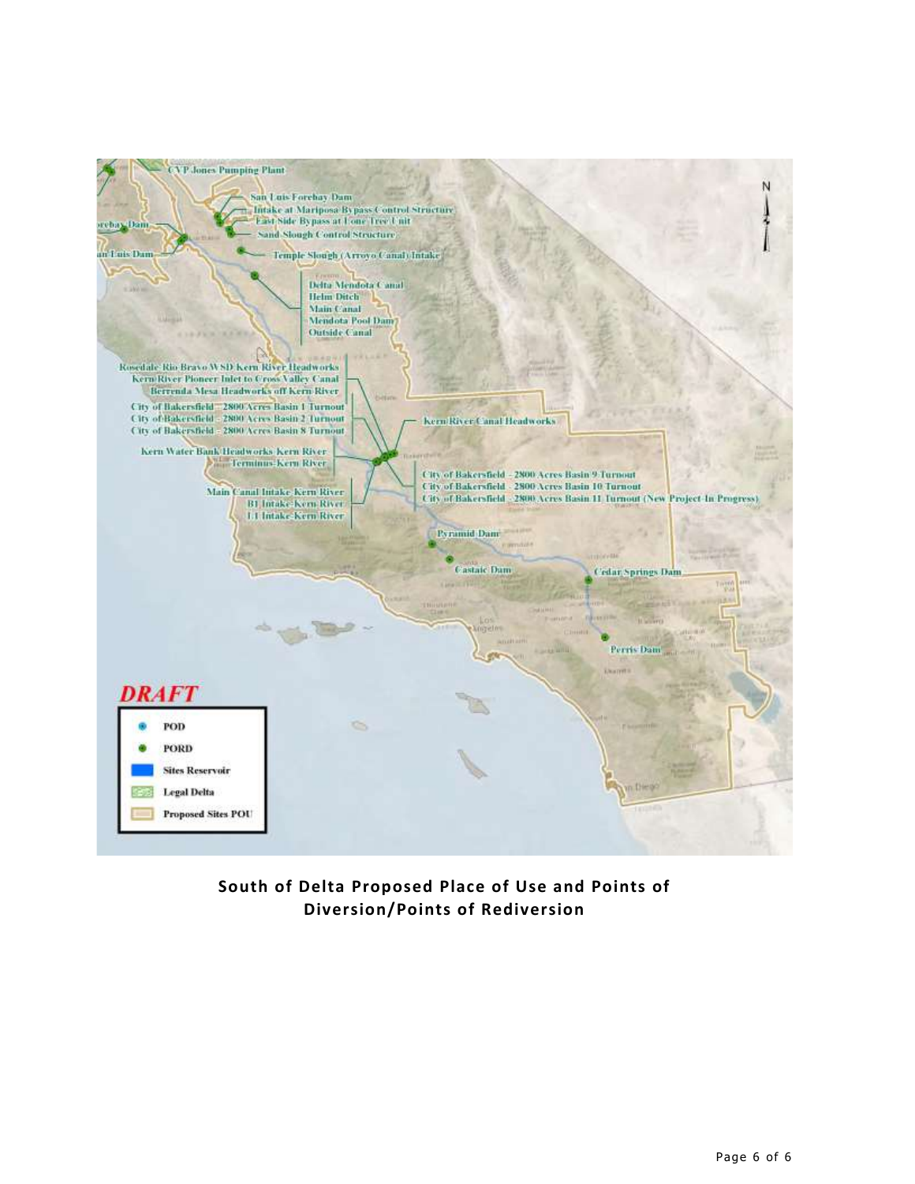CVP Jones Pumping Plant

San Luis Forebay Dam

Intake at Mariposa Bypass Control Structure

East Side Bypass at Lone Tree Unit

Sand Slough Control Structure

Forebay Dam

San Luis Dam

Temple Slough (Arroyo Canal) Intake

Delta Mendota Canal

Helm Ditch

Main Canal

Mendota Pool Dam

Outside Canal

Rosedale Rio Bravo WSD Kern River Headworks

Kern River Pioneer Inlet to Cross Valley Canal

Berrenda Mesa Headworks off Kern River

City of Bakersfield - 2800 Acres Basin 1 Turnout

City of Bakersfield - 2800 Acres Basin 2 Turnout

City of Bakersfield - 2800 Acres Basin 8 Turnout

Kern River Canal Headworks

Kern Water Bank Headworks Kern River

Terminus-Kern River

City of Bakersfield - 2800 Acres Basin 9 Turnout

City of Bakersfield - 2800 Acres Basin 10 Turnout

City of Bakersfield - 2800 Acres Basin 11 Turnout (New Project In Progress)

Main Canal Intake Kern River

B1 Intake-Kern River

L1 Intake-Kern River

Pyramid Dam

Castaic Dam

Cedar Springs Dam

Perris Dam

DRAFT

POD

PORD

Sites Reservoir

Legal Delta

Proposed Sites POU

**South of Delta Proposed Place of Use and Points of Diversion/Points of Rediversion**